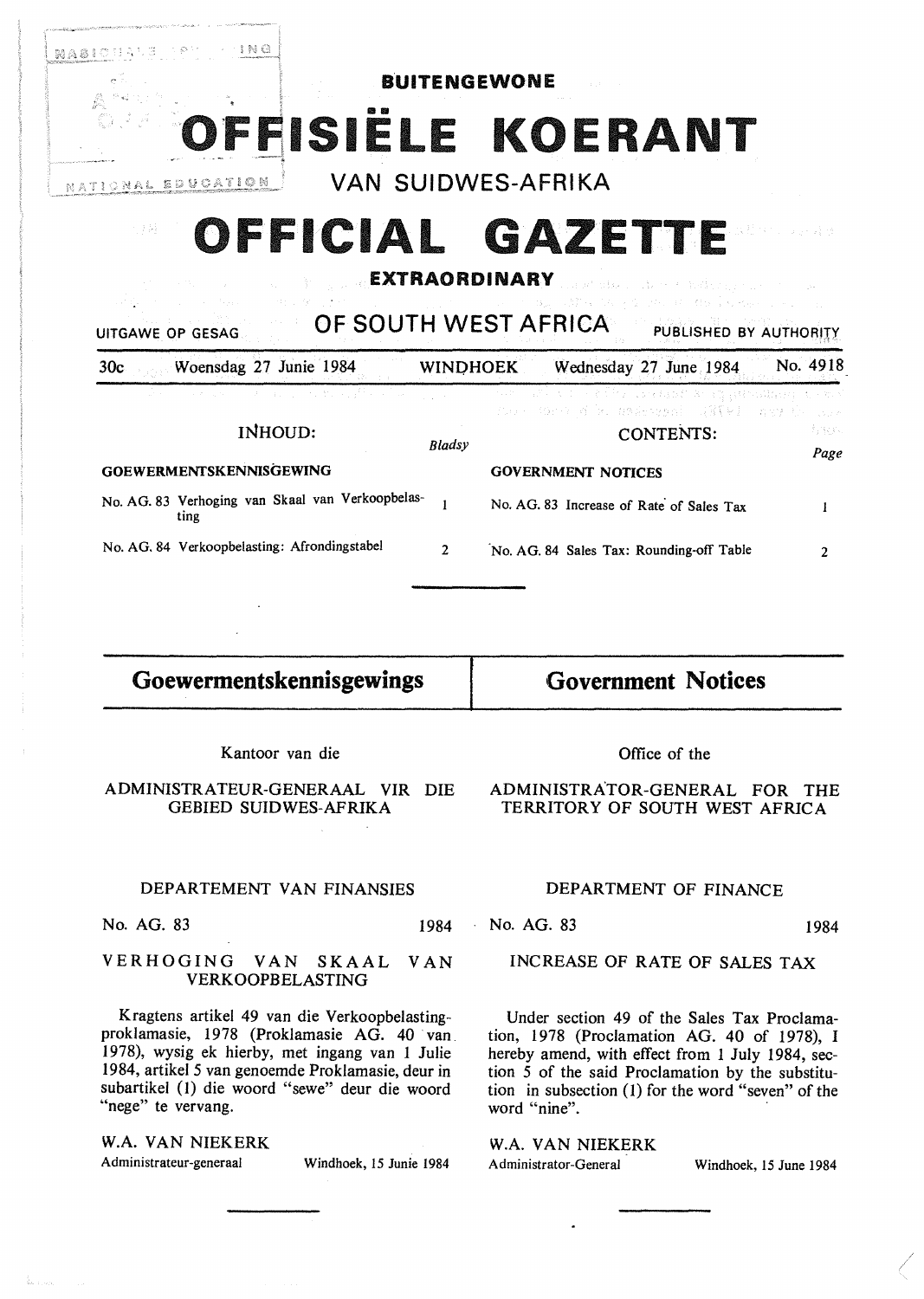# BUITENGEWONE

# OFFISIËLE KOERANT

## VAN SUIDWES-AFRIKA

# OFFICIAL GAZETTE

## EXTRAORDINARY

## OF SOUTH WEST AFRICA

UITGAWE OP GESAG — PUBLISHED BY AUTHORITY

30c — Woensdag 27 Junie 1984 — WINDHOEK — Wednesday 27 June 1984 — No. 4918

**INHOUD:**

| | Bladsy |
|---|---|
| **GOEWERMENTSKENNISGEWING** | |
| No. AG. 83 Verhoging van Skaal van Verkoopbelasting | 1 |
| No. AG. 84 Verkoopbelasting: Afrondingstabel | 2 |

**CONTENTS:**

| | Page |
|---|---|
| **GOVERNMENT NOTICES** | |
| No. AG. 83 Increase of Rate of Sales Tax | 1 |
| No. AG. 84 Sales Tax: Rounding-off Table | 2 |

## Goewermentskennisgewings

Kantoor van die

ADMINISTRATEUR-GENERAAL VIR DIE GEBIED SUIDWES-AFRIKA

DEPARTEMENT VAN FINANSIES

No. AG. 83 — 1984

### VERHOGING VAN SKAAL VAN VERKOOPBELASTING

Kragtens artikel 49 van die Verkoopbelastingproklamasie, 1978 (Proklamasie AG. 40 van 1978), wysig ek hierby, met ingang van 1 Julie 1984, artikel 5 van genoemde Proklamasie, deur in subartikel (1) die woord "sewe" deur die woord "nege" te vervang.

W.A. VAN NIEKERK
Administrateur-generaal — Windhoek, 15 Junie 1984

## Government Notices

Office of the

ADMINISTRATOR-GENERAL FOR THE TERRITORY OF SOUTH WEST AFRICA

DEPARTMENT OF FINANCE

No. AG. 83 — 1984

### INCREASE OF RATE OF SALES TAX

Under section 49 of the Sales Tax Proclamation, 1978 (Proclamation AG. 40 of 1978), I hereby amend, with effect from 1 July 1984, section 5 of the said Proclamation by the substitution in subsection (1) for the word "seven" of the word "nine".

W.A. VAN NIEKERK
Administrator-General — Windhoek, 15 June 1984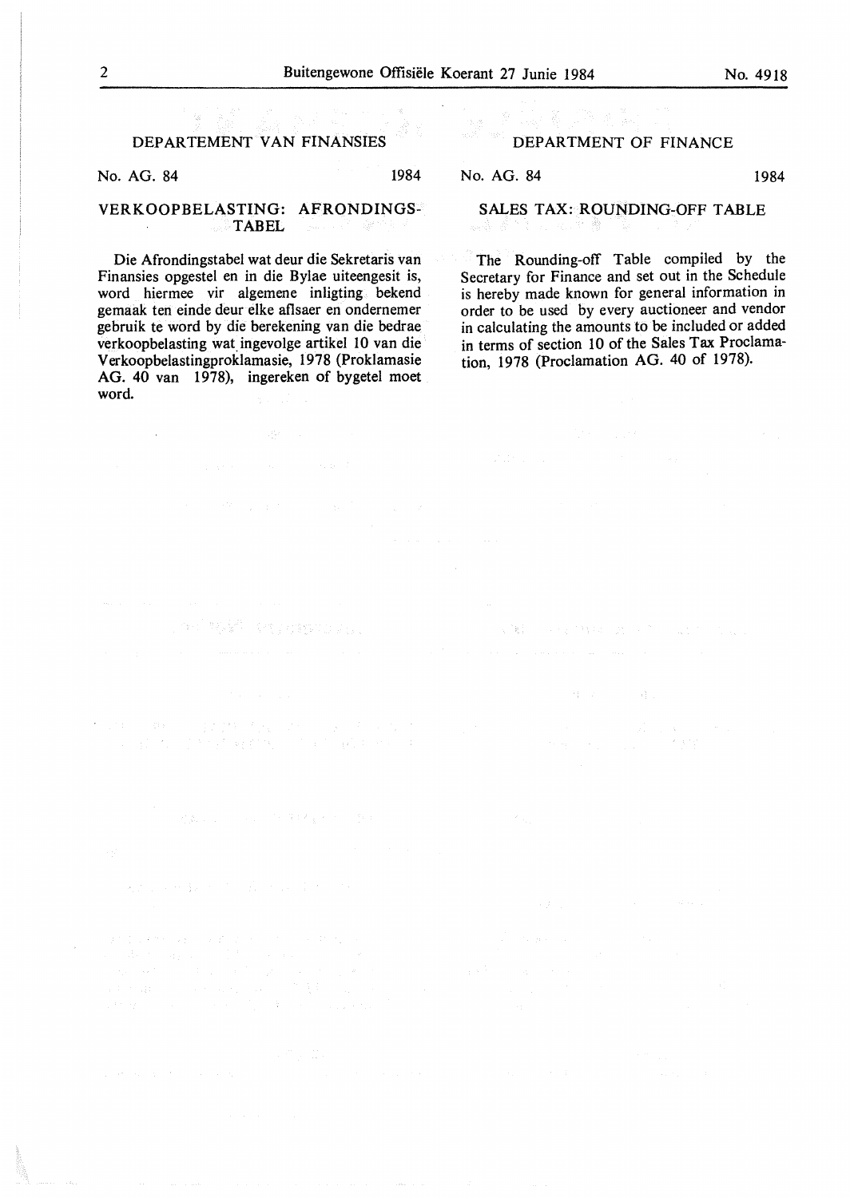## DEPARTEMENT VAN FINANSIES

No. AG. 84 1984

### VERKOOPBELASTING: AFRONDINGSTABEL

Die Afrondingstabel wat deur die Sekretaris van Finansies opgestel en in die Bylae uiteengesit is, word hiermee vir algemene inligting bekend gemaak ten einde deur elke afslaer en ondernemer gebruik te word by die berekening van die bedrae verkoopbelasting wat ingevolge artikel 10 van die Verkoopbelastingproklamasie, 1978 (Proklamasie AG. 40 van 1978), ingereken of bygetel moet word.

## DEPARTMENT OF FINANCE

No. AG. 84 1984

### SALES TAX: ROUNDING-OFF TABLE

The Rounding-off Table compiled by the Secretary for Finance and set out in the Schedule is hereby made known for general information in order to be used by every auctioneer and vendor in calculating the amounts to be included or added in terms of section 10 of the Sales Tax Proclamation, 1978 (Proclamation AG. 40 of 1978).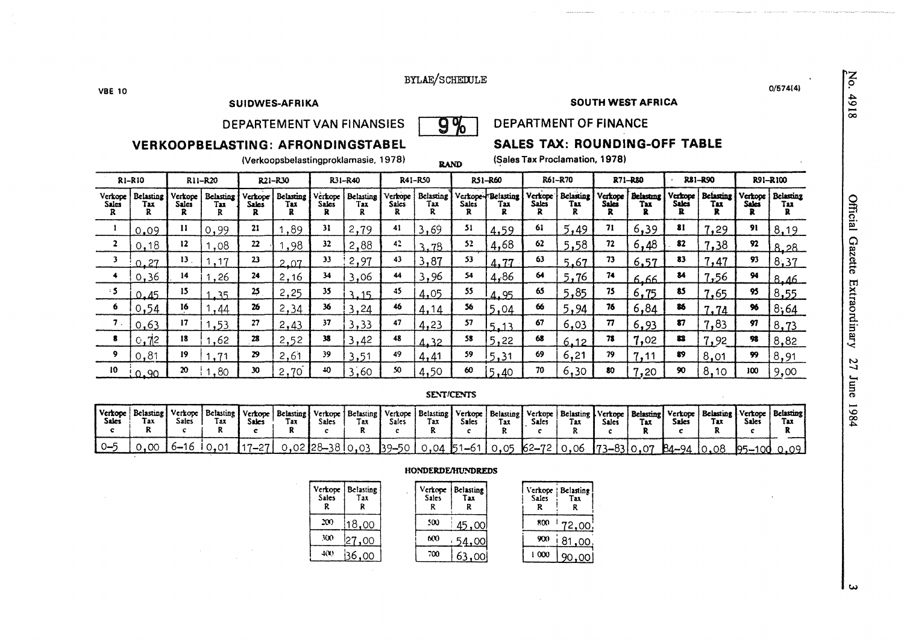BYLAE/SCHEDULE

VBE 10

0/574(4)

**SUIDWES-AFRIKA** — **SOUTH WEST AFRICA**

DEPARTEMENT VAN FINANSIES — **9%** — DEPARTMENT OF FINANCE

## VERKOOPBELASTING: AFRONDINGSTABEL — SALES TAX: ROUNDING-OFF TABLE

(Verkoopsbelastingproklamasie, 1978) — (Sales Tax Proclamation, 1978)

**RAND**

| R1–R10 | | R11–R20 | | R21–R30 | | R31–R40 | | R41–R50 | | R51–R60 | | R61–R70 | | R71–R80 | | R81–R90 | | R91–R100 | |
|---|---|---|---|---|---|---|---|---|---|---|---|---|---|---|---|---|---|---|---|
| Verkope Sales R | Belasting Tax R | Verkope Sales R | Belasting Tax R | Verkope Sales R | Belasting Tax R | Verkope Sales R | Belasting Tax R | Verkope Sales R | Belasting Tax R | Verkope Sales R | Belasting Tax R | Verkope Sales R | Belasting Tax R | Verkope Sales R | Belasting Tax R | Verkope Sales R | Belasting Tax R | Verkope Sales R | Belasting Tax R |
| 1 | 0,09 | 11 | 0,99 | 21 | 1,89 | 31 | 2,79 | 41 | 3,69 | 51 | 4,59 | 61 | 5,49 | 71 | 6,39 | 81 | 7,29 | 91 | 8,19 |
| 2 | 0,18 | 12 | 1,08 | 22 | 1,98 | 32 | 2,88 | 42 | 3,78 | 52 | 4,68 | 62 | 5,58 | 72 | 6,48 | 82 | 7,38 | 92 | 8,28 |
| 3 | 0,27 | 13 | 1,17 | 23 | 2,07 | 33 | 2,97 | 43 | 3,87 | 53 | 4,77 | 63 | 5,67 | 73 | 6,57 | 83 | 7,47 | 93 | 8,37 |
| 4 | 0,36 | 14 | 1,26 | 24 | 2,16 | 34 | 3,06 | 44 | 3,96 | 54 | 4,86 | 64 | 5,76 | 74 | 6,66 | 84 | 7,56 | 94 | 8,46 |
| 5 | 0,45 | 15 | 1,35 | 25 | 2,25 | 35 | 3,15 | 45 | 4,05 | 55 | 4,95 | 65 | 5,85 | 75 | 6,75 | 85 | 7,65 | 95 | 8,55 |
| 6 | 0,54 | 16 | 1,44 | 26 | 2,34 | 36 | 3,24 | 46 | 4,14 | 56 | 5,04 | 66 | 5,94 | 76 | 6,84 | 86 | 7,74 | 96 | 8,64 |
| 7 | 0,63 | 17 | 1,53 | 27 | 2,43 | 37 | 3,33 | 47 | 4,23 | 57 | 5,13 | 67 | 6,03 | 77 | 6,93 | 87 | 7,83 | 97 | 8,73 |
| 8 | 0,72 | 18 | 1,62 | 28 | 2,52 | 38 | 3,42 | 48 | 4,32 | 58 | 5,22 | 68 | 6,12 | 78 | 7,02 | 88 | 7,92 | 98 | 8,82 |
| 9 | 0,81 | 19 | 1,71 | 29 | 2,61 | 39 | 3,51 | 49 | 4,41 | 59 | 5,31 | 69 | 6,21 | 79 | 7,11 | 89 | 8,01 | 99 | 8,91 |
| 10 | 0,90 | 20 | 1,80 | 30 | 2,70 | 40 | 3,60 | 50 | 4,50 | 60 | 5,40 | 70 | 6,30 | 80 | 7,20 | 90 | 8,10 | 100 | 9,00 |

**SENT/CENTS**

| Verkope Sales c | Belasting Tax R | Verkope Sales c | Belasting Tax R | Verkope Sales c | Belasting Tax R | Verkope Sales c | Belasting Tax R | Verkope Sales c | Belasting Tax R | Verkope Sales c | Belasting Tax R | Verkope Sales c | Belasting Tax R | Verkope Sales c | Belasting Tax R | Verkope Sales c | Belasting Tax R | Verkope Sales c | Belasting Tax R |
|---|---|---|---|---|---|---|---|---|---|---|---|---|---|---|---|---|---|---|---|
| 0–5 | 0,00 | 6–16 | 0,01 | 17–27 | 0,02 | 28–38 | 0,03 | 39–50 | 0,04 | 51–61 | 0,05 | 62–72 | 0,06 | 73–83 | 0,07 | 84–94 | 0,08 | 95–100 | 0,09 |

**HONDERDE/HUNDREDS**

| Verkope Sales R | Belasting Tax R | Verkope Sales R | Belasting Tax R | Verkope Sales R | Belasting Tax R |
|---|---|---|---|---|---|
| 200 | 18,00 | 500 | 45,00 | 800 | 72,00 |
| 300 | 27,00 | 600 | 54,00 | 900 | 81,00 |
| 400 | 36,00 | 700 | 63,00 | 1 000 | 90,00 |